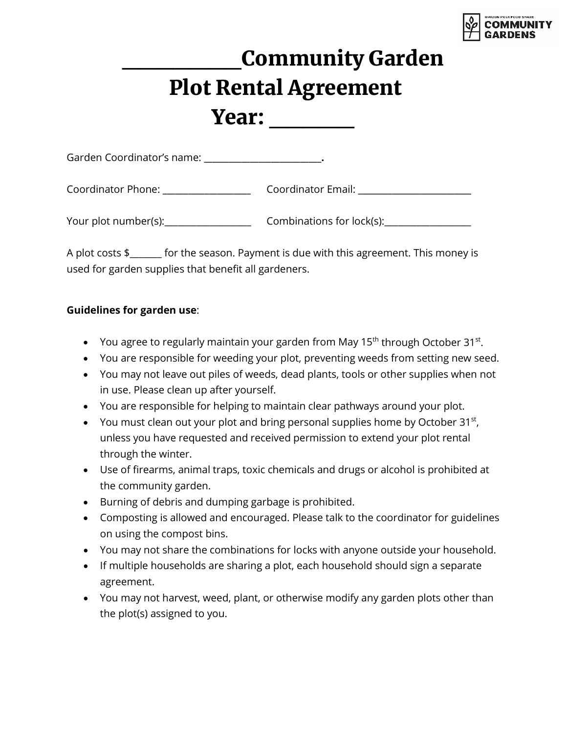# ____________Community Garden Plot Rental Agreement Year: _________

Garden Coordinator's name: _________________________.

Coordinator Phone: ___________________ Coordinator Email: _________________________

Your plot number(s):___________________ Combinations for lock(s):___________________

A plot costs $_______ for the season. Payment is due with this agreement. This money is used for garden supplies that benefit all gardeners.

**Guidelines for garden use**:

- You agree to regularly maintain your garden from May 15th through October 31st.
- You are responsible for weeding your plot, preventing weeds from setting new seed.
- You may not leave out piles of weeds, dead plants, tools or other supplies when not in use. Please clean up after yourself.
- You are responsible for helping to maintain clear pathways around your plot.
- You must clean out your plot and bring personal supplies home by October 31st, unless you have requested and received permission to extend your plot rental through the winter.
- Use of firearms, animal traps, toxic chemicals and drugs or alcohol is prohibited at the community garden.
- Burning of debris and dumping garbage is prohibited.
- Composting is allowed and encouraged. Please talk to the coordinator for guidelines on using the compost bins.
- You may not share the combinations for locks with anyone outside your household.
- If multiple households are sharing a plot, each household should sign a separate agreement.
- You may not harvest, weed, plant, or otherwise modify any garden plots other than the plot(s) assigned to you.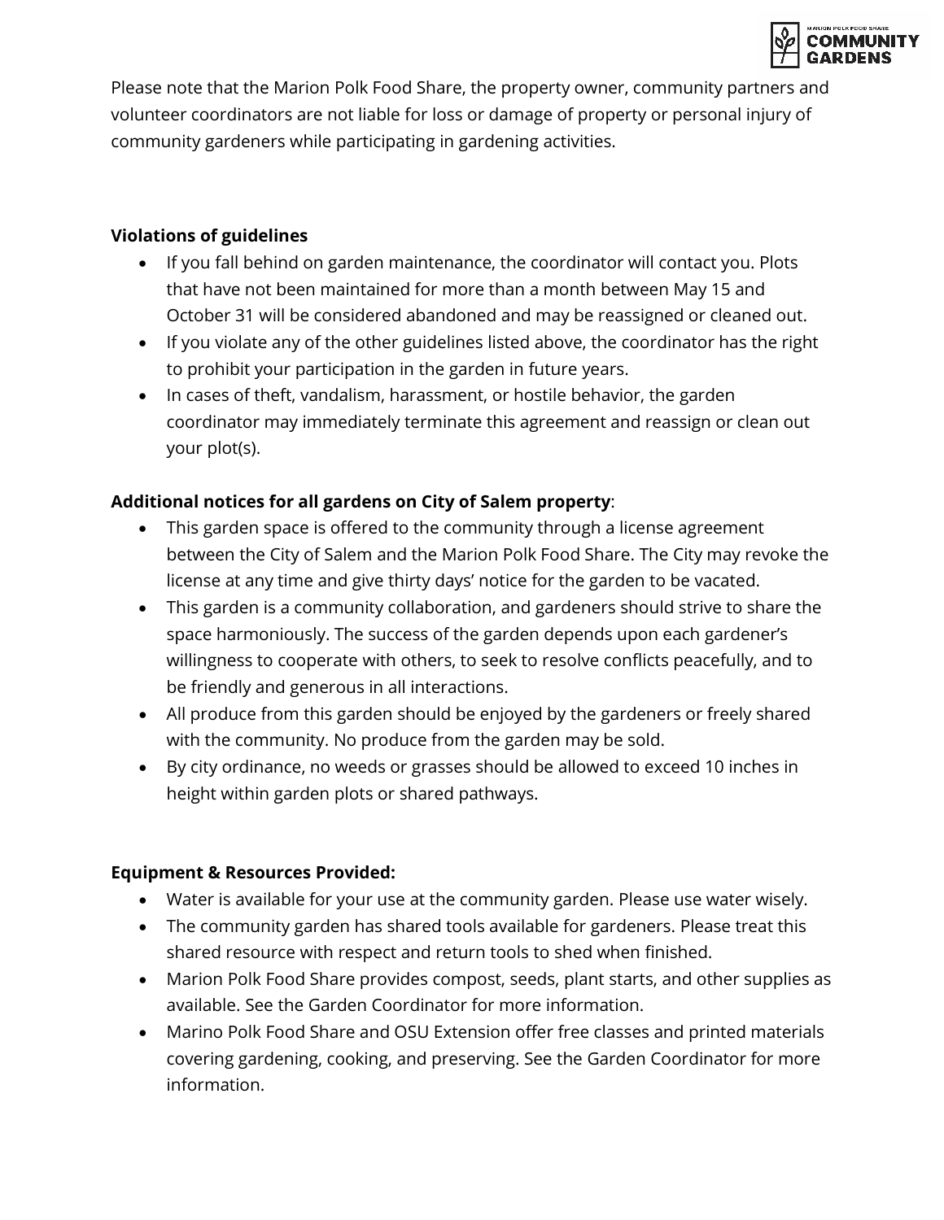Please note that the Marion Polk Food Share, the property owner, community partners and volunteer coordinators are not liable for loss or damage of property or personal injury of community gardeners while participating in gardening activities.

**Violations of guidelines**

- If you fall behind on garden maintenance, the coordinator will contact you. Plots that have not been maintained for more than a month between May 15 and October 31 will be considered abandoned and may be reassigned or cleaned out.
- If you violate any of the other guidelines listed above, the coordinator has the right to prohibit your participation in the garden in future years.
- In cases of theft, vandalism, harassment, or hostile behavior, the garden coordinator may immediately terminate this agreement and reassign or clean out your plot(s).

**Additional notices for all gardens on City of Salem property**:

- This garden space is offered to the community through a license agreement between the City of Salem and the Marion Polk Food Share. The City may revoke the license at any time and give thirty days' notice for the garden to be vacated.
- This garden is a community collaboration, and gardeners should strive to share the space harmoniously. The success of the garden depends upon each gardener's willingness to cooperate with others, to seek to resolve conflicts peacefully, and to be friendly and generous in all interactions.
- All produce from this garden should be enjoyed by the gardeners or freely shared with the community. No produce from the garden may be sold.
- By city ordinance, no weeds or grasses should be allowed to exceed 10 inches in height within garden plots or shared pathways.

**Equipment & Resources Provided:**

- Water is available for your use at the community garden. Please use water wisely.
- The community garden has shared tools available for gardeners. Please treat this shared resource with respect and return tools to shed when finished.
- Marion Polk Food Share provides compost, seeds, plant starts, and other supplies as available. See the Garden Coordinator for more information.
- Marino Polk Food Share and OSU Extension offer free classes and printed materials covering gardening, cooking, and preserving. See the Garden Coordinator for more information.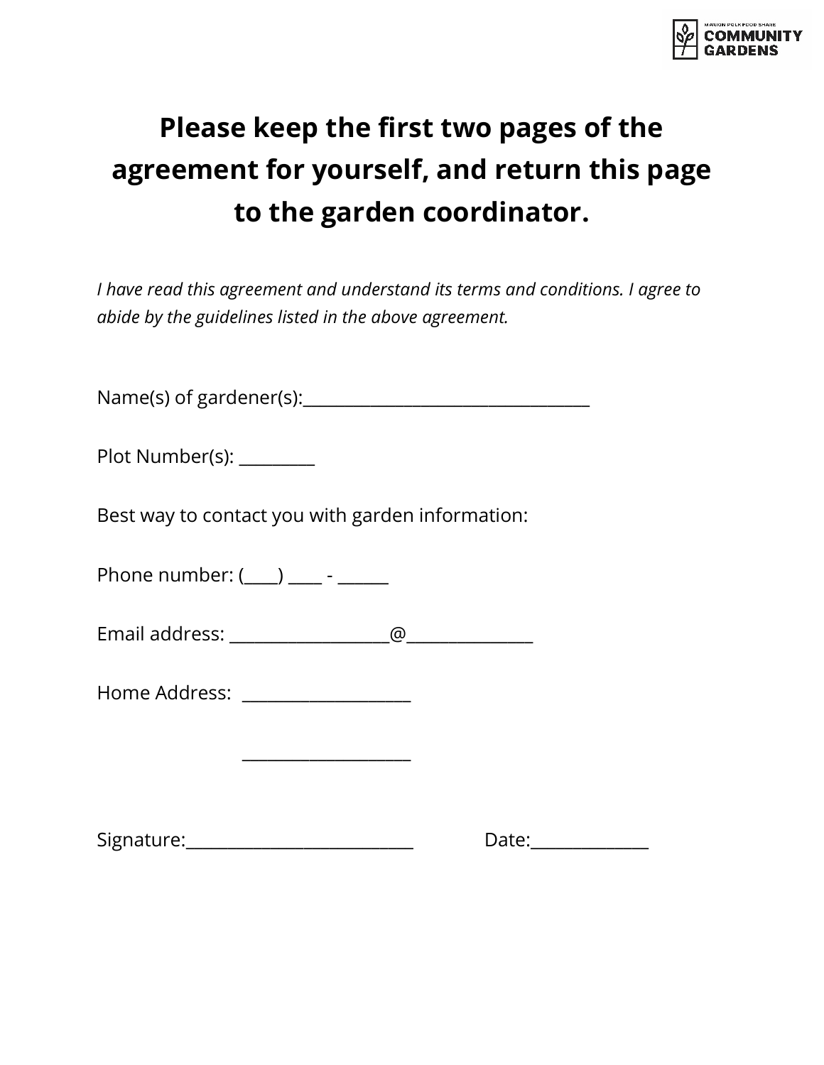# Please keep the first two pages of the agreement for yourself, and return this page to the garden coordinator.

*I have read this agreement and understand its terms and conditions. I agree to abide by the guidelines listed in the above agreement.*

Name(s) of gardener(s):___________________________________

Plot Number(s): _________

Best way to contact you with garden information:

Phone number: (____) ____ - ______

Email address: ___________________@_______________

Home Address: ____________________

____________________

Signature:___________________________ Date:______________